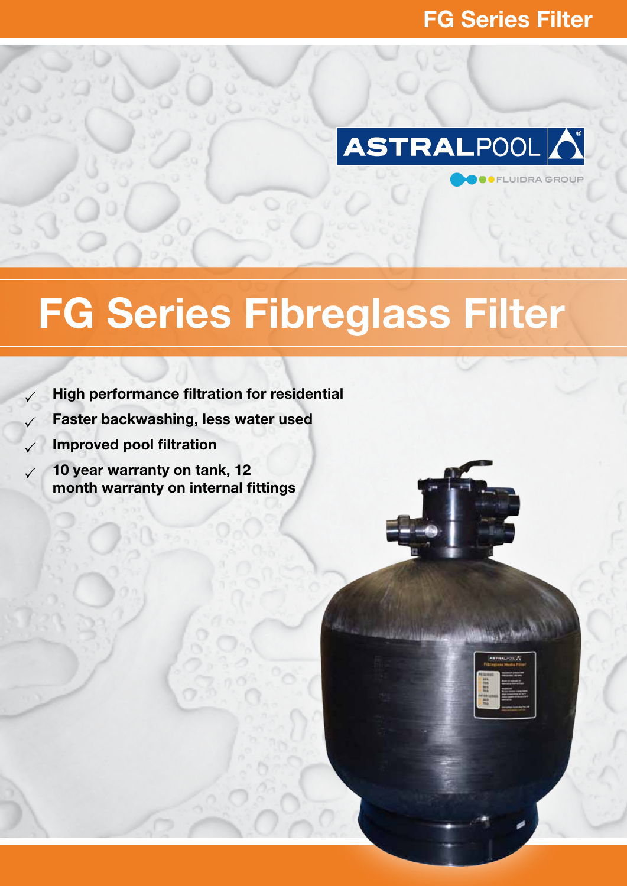# FG Series Fibreglass Filter

- ✓ **High performance filtration for residential**
- ✓ **Faster backwashing, less water used**
- ✓ **Improved pool filtration**
- ✓ **10 year warranty on tank, 12 month warranty on internal fittings**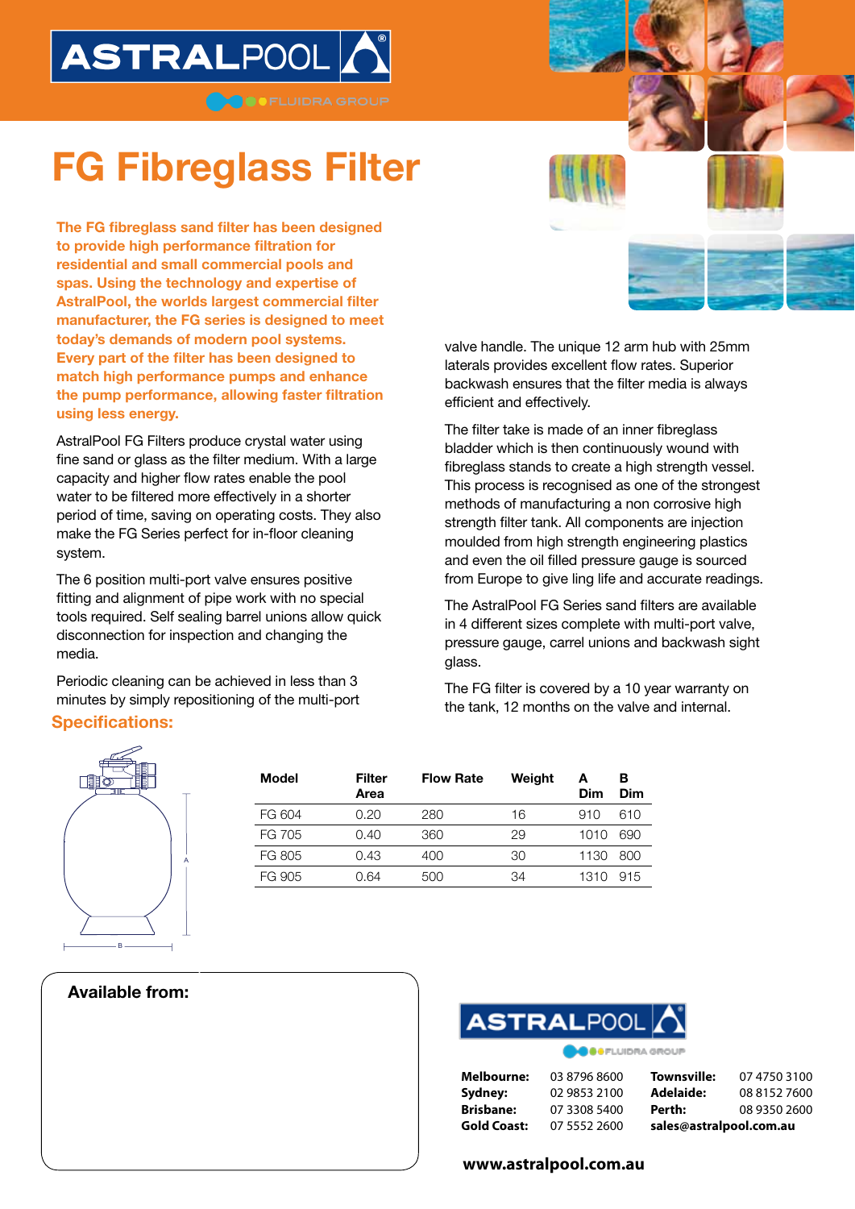ASTRALPOOL

FLUIDRA GROUP

# FG Fibreglass Filter

**The FG fibreglass sand filter has been designed to provide high performance filtration for residential and small commercial pools and spas. Using the technology and expertise of AstralPool, the worlds largest commercial filter manufacturer, the FG series is designed to meet today's demands of modern pool systems. Every part of the filter has been designed to match high performance pumps and enhance the pump performance, allowing faster filtration using less energy.**

AstralPool FG Filters produce crystal water using fine sand or glass as the filter medium. With a large capacity and higher flow rates enable the pool water to be filtered more effectively in a shorter period of time, saving on operating costs. They also make the FG Series perfect for in-floor cleaning system.

The 6 position multi-port valve ensures positive fitting and alignment of pipe work with no special tools required. Self sealing barrel unions allow quick disconnection for inspection and changing the media.

Periodic cleaning can be achieved in less than 3 minutes by simply repositioning of the multi-port valve handle. The unique 12 arm hub with 25mm laterals provides excellent flow rates. Superior backwash ensures that the filter media is always efficient and effectively.

The filter take is made of an inner fibreglass bladder which is then continuously wound with fibreglass stands to create a high strength vessel. This process is recognised as one of the strongest methods of manufacturing a non corrosive high strength filter tank. All components are injection moulded from high strength engineering plastics and even the oil filled pressure gauge is sourced from Europe to give ling life and accurate readings.

The AstralPool FG Series sand filters are available in 4 different sizes complete with multi-port valve, pressure gauge, carrel unions and backwash sight glass.

The FG filter is covered by a 10 year warranty on the tank, 12 months on the valve and internal.

## Specifications:

A

B

| Model | Filter Area | Flow Rate | Weight | A Dim | B Dim |
|---|---|---|---|---|---|
| FG 604 | 0.20 | 280 | 16 | 910 | 610 |
| FG 705 | 0.40 | 360 | 29 | 1010 | 690 |
| FG 805 | 0.43 | 400 | 30 | 1130 | 800 |
| FG 905 | 0.64 | 500 | 34 | 1310 | 915 |

**Available from:**

ASTRALPOOL

FLUIDRA GROUP

| | | | |
|---|---|---|---|
| **Melbourne:** | 03 8796 8600 | **Townsville:** | 07 4750 3100 |
| **Sydney:** | 02 9853 2100 | **Adelaide:** | 08 8152 7600 |
| **Brisbane:** | 07 3308 5400 | **Perth:** | 08 9350 2600 |
| **Gold Coast:** | 07 5552 2600 | **sales@astralpool.com.au** | |

**www.astralpool.com.au**